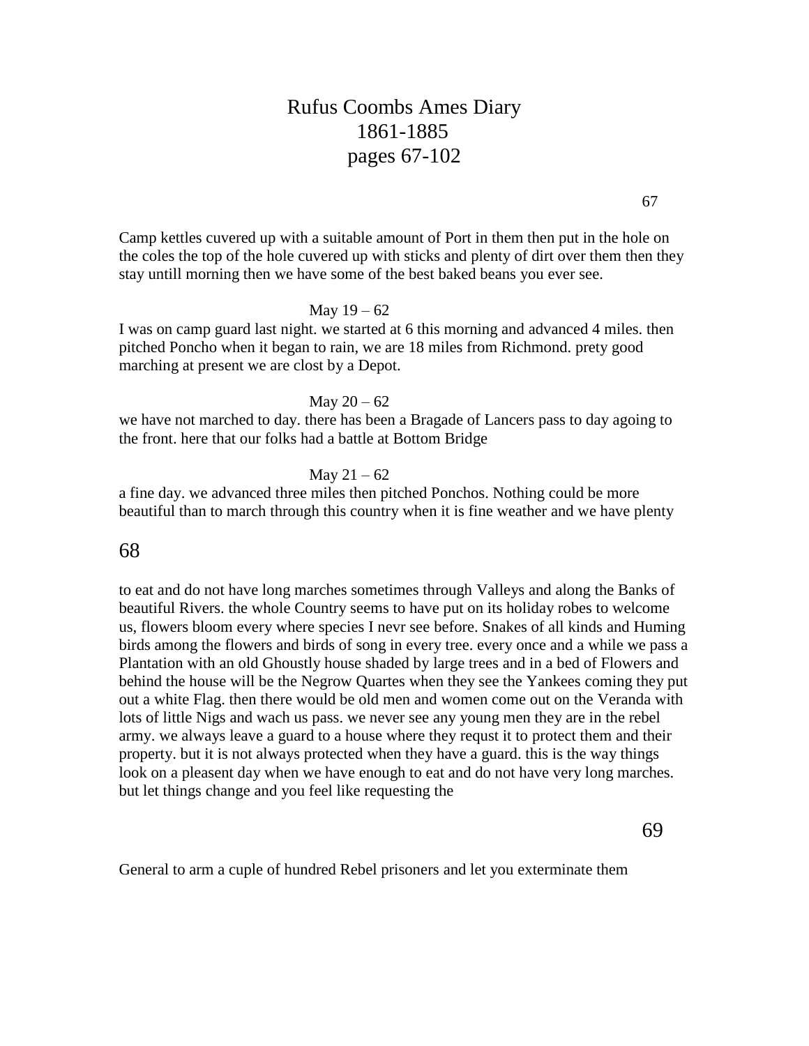# Rufus Coombs Ames Diary
# 1861-1885
# pages 67-102

Camp kettles cuvered up with a suitable amount of Port in them then put in the hole on the coles the top of the hole cuvered up with sticks and plenty of dirt over them then they stay untill morning then we have some of the best baked beans you ever see.

May 19 – 62

I was on camp guard last night. we started at 6 this morning and advanced 4 miles. then pitched Poncho when it began to rain, we are 18 miles from Richmond. prety good marching at present we are clost by a Depot.

May 20 – 62

we have not marched to day. there has been a Bragade of Lancers pass to day agoing to the front. here that our folks had a battle at Bottom Bridge

May 21 – 62

a fine day. we advanced three miles then pitched Ponchos. Nothing could be more beautiful than to march through this country when it is fine weather and we have plenty

to eat and do not have long marches sometimes through Valleys and along the Banks of beautiful Rivers. the whole Country seems to have put on its holiday robes to welcome us, flowers bloom every where species I nevr see before. Snakes of all kinds and Huming birds among the flowers and birds of song in every tree. every once and a while we pass a Plantation with an old Ghoustly house shaded by large trees and in a bed of Flowers and behind the house will be the Negrow Quartes when they see the Yankees coming they put out a white Flag. then there would be old men and women come out on the Veranda with lots of little Nigs and wach us pass. we never see any young men they are in the rebel army. we always leave a guard to a house where they requst it to protect them and their property. but it is not always protected when they have a guard. this is the way things look on a pleasent day when we have enough to eat and do not have very long marches. but let things change and you feel like requesting the

General to arm a cuple of hundred Rebel prisoners and let you exterminate them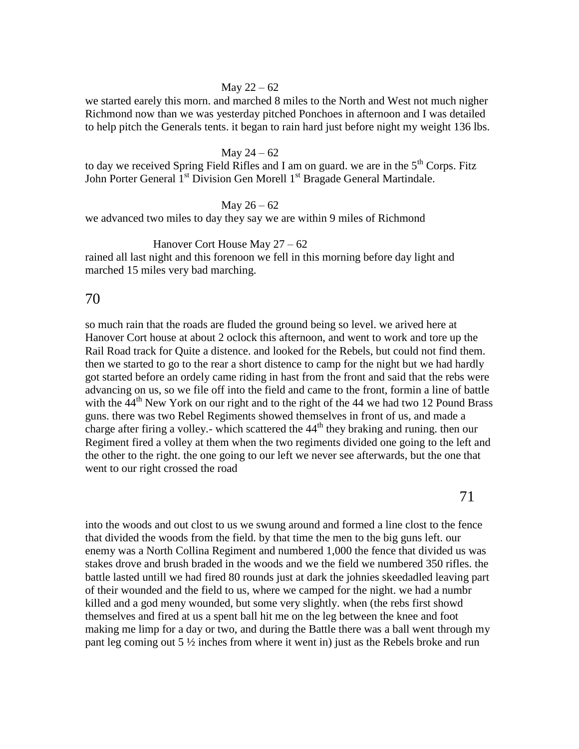May 22 – 62

we started earely this morn. and marched 8 miles to the North and West not much nigher Richmond now than we was yesterday pitched Ponchoes in afternoon and I was detailed to help pitch the Generals tents. it began to rain hard just before night my weight 136 lbs.

May 24 – 62

to day we received Spring Field Rifles and I am on guard. we are in the 5th Corps. Fitz John Porter General 1st Division Gen Morell 1st Bragade General Martindale.

May 26 – 62

we advanced two miles to day they say we are within 9 miles of Richmond

Hanover Cort House May 27 – 62

rained all last night and this forenoon we fell in this morning before day light and marched 15 miles very bad marching.

so much rain that the roads are fluded the ground being so level. we arived here at Hanover Cort house at about 2 oclock this afternoon, and went to work and tore up the Rail Road track for Quite a distence. and looked for the Rebels, but could not find them. then we started to go to the rear a short distence to camp for the night but we had hardly got started before an ordely came riding in hast from the front and said that the rebs were advancing on us, so we file off into the field and came to the front, formin a line of battle with the 44th New York on our right and to the right of the 44 we had two 12 Pound Brass guns. there was two Rebel Regiments showed themselves in front of us, and made a charge after firing a volley.- which scattered the 44th they braking and runing. then our Regiment fired a volley at them when the two regiments divided one going to the left and the other to the right. the one going to our left we never see afterwards, but the one that went to our right crossed the road

into the woods and out clost to us we swung around and formed a line clost to the fence that divided the woods from the field. by that time the men to the big guns left. our enemy was a North Collina Regiment and numbered 1,000 the fence that divided us was stakes drove and brush braded in the woods and we the field we numbered 350 rifles. the battle lasted untill we had fired 80 rounds just at dark the johnies skeedadled leaving part of their wounded and the field to us, where we camped for the night. we had a numbr killed and a god meny wounded, but some very slightly. when (the rebs first showd themselves and fired at us a spent ball hit me on the leg between the knee and foot making me limp for a day or two, and during the Battle there was a ball went through my pant leg coming out 5 ½ inches from where it went in) just as the Rebels broke and run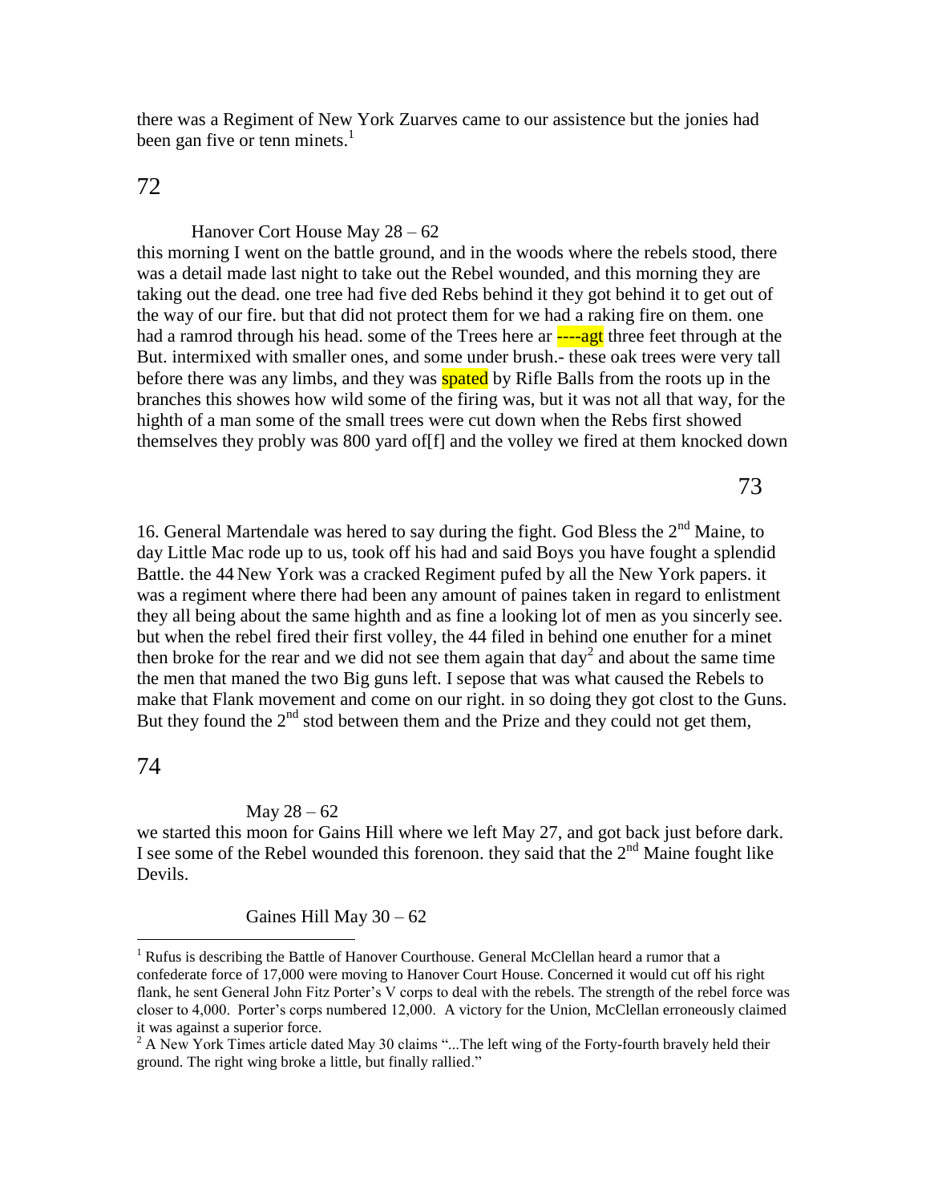there was a Regiment of New York Zuarves came to our assistence but the jonies had been gan five or tenn minets.[1]

72

Hanover Cort House May 28 – 62

this morning I went on the battle ground, and in the woods where the rebels stood, there was a detail made last night to take out the Rebel wounded, and this morning they are taking out the dead. one tree had five ded Rebs behind it they got behind it to get out of the way of our fire. but that did not protect them for we had a raking fire on them. one had a ramrod through his head. some of the Trees here ar ----agt three feet through at the But. intermixed with smaller ones, and some under brush.- these oak trees were very tall before there was any limbs, and they was spated by Rifle Balls from the roots up in the branches this showes how wild some of the firing was, but it was not all that way, for the highth of a man some of the small trees were cut down when the Rebs first showed themselves they probly was 800 yard of[f] and the volley we fired at them knocked down

73

16. General Martendale was hered to say during the fight. God Bless the 2nd Maine, to day Little Mac rode up to us, took off his had and said Boys you have fought a splendid Battle. the 44 New York was a cracked Regiment pufed by all the New York papers. it was a regiment where there had been any amount of paines taken in regard to enlistment they all being about the same highth and as fine a looking lot of men as you sincerly see. but when the rebel fired their first volley, the 44 filed in behind one enuther for a minet then broke for the rear and we did not see them again that day[2] and about the same time the men that maned the two Big guns left. I sepose that was what caused the Rebels to make that Flank movement and come on our right. in so doing they got clost to the Guns. But they found the 2nd stod between them and the Prize and they could not get them,

74

May 28 – 62

we started this moon for Gains Hill where we left May 27, and got back just before dark. I see some of the Rebel wounded this forenoon. they said that the 2nd Maine fought like Devils.

Gaines Hill May 30 – 62

---

[1] Rufus is describing the Battle of Hanover Courthouse. General McClellan heard a rumor that a confederate force of 17,000 were moving to Hanover Court House. Concerned it would cut off his right flank, he sent General John Fitz Porter's V corps to deal with the rebels. The strength of the rebel force was closer to 4,000. Porter's corps numbered 12,000. A victory for the Union, McClellan erroneously claimed it was against a superior force.

[2] A New York Times article dated May 30 claims "...The left wing of the Forty-fourth bravely held their ground. The right wing broke a little, but finally rallied."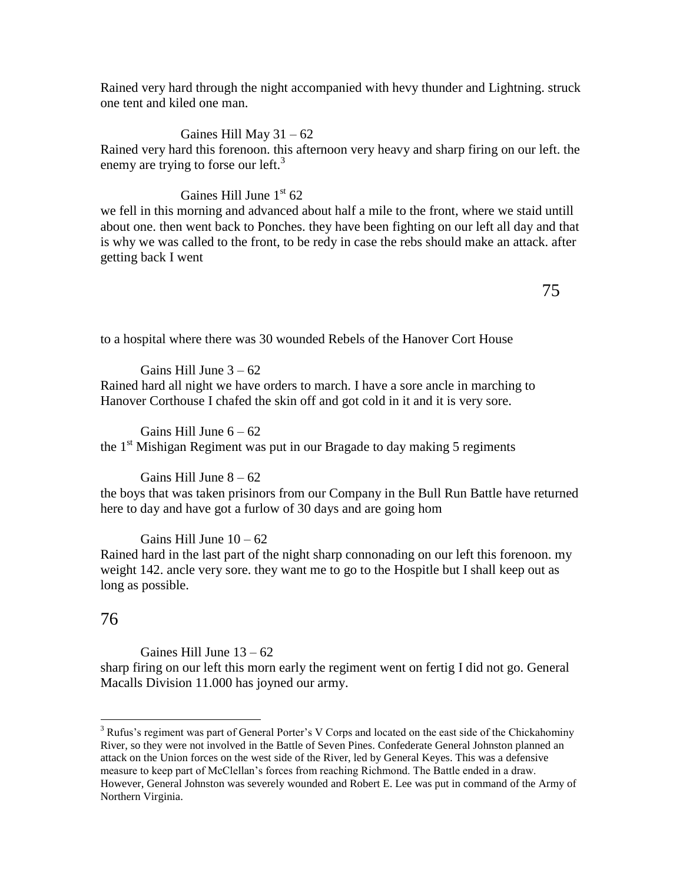Rained very hard through the night accompanied with hevy thunder and Lightning. struck one tent and kiled one man.

Gaines Hill May 31 – 62

Rained very hard this forenoon. this afternoon very heavy and sharp firing on our left. the enemy are trying to forse our left.[3]

Gaines Hill June 1st 62

we fell in this morning and advanced about half a mile to the front, where we staid untill about one. then went back to Ponches. they have been fighting on our left all day and that is why we was called to the front, to be redy in case the rebs should make an attack. after getting back I went

to a hospital where there was 30 wounded Rebels of the Hanover Cort House

Gains Hill June 3 – 62

Rained hard all night we have orders to march. I have a sore ancle in marching to Hanover Corthouse I chafed the skin off and got cold in it and it is very sore.

Gains Hill June 6 – 62

the 1st Mishigan Regiment was put in our Bragade to day making 5 regiments

Gains Hill June 8 – 62

the boys that was taken prisinors from our Company in the Bull Run Battle have returned here to day and have got a furlow of 30 days and are going hom

Gains Hill June 10 – 62

Rained hard in the last part of the night sharp connonading on our left this forenoon. my weight 142. ancle very sore. they want me to go to the Hospitle but I shall keep out as long as possible.

Gaines Hill June 13 – 62

sharp firing on our left this morn early the regiment went on fertig I did not go. General Macalls Division 11.000 has joyned our army.

---

[3] Rufus's regiment was part of General Porter's V Corps and located on the east side of the Chickahominy River, so they were not involved in the Battle of Seven Pines. Confederate General Johnston planned an attack on the Union forces on the west side of the River, led by General Keyes. This was a defensive measure to keep part of McClellan's forces from reaching Richmond. The Battle ended in a draw. However, General Johnston was severely wounded and Robert E. Lee was put in command of the Army of Northern Virginia.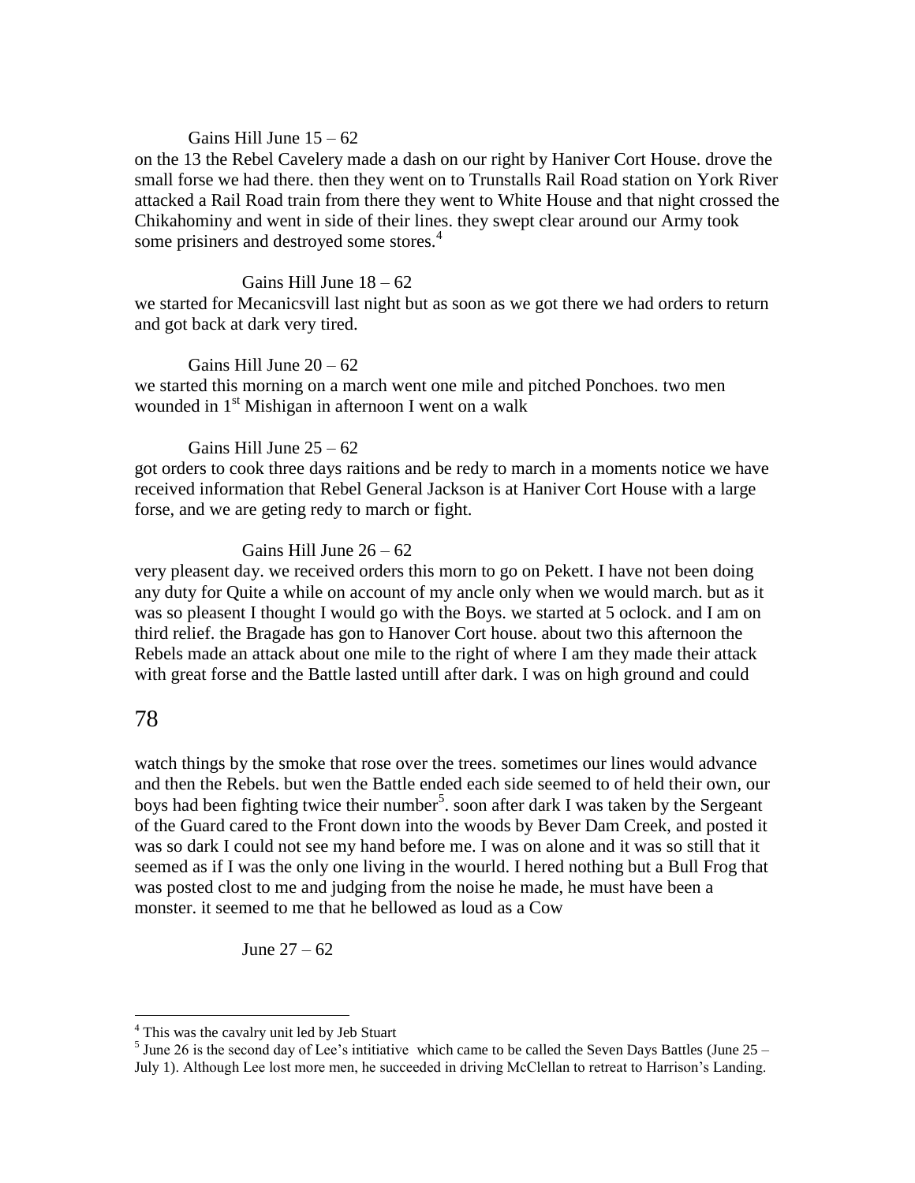Gains Hill June 15 – 62

on the 13 the Rebel Cavelery made a dash on our right by Haniver Cort House. drove the small forse we had there. then they went on to Trunstalls Rail Road station on York River attacked a Rail Road train from there they went to White House and that night crossed the Chikahominy and went in side of their lines. they swept clear around our Army took some prisiners and destroyed some stores.[4]

Gains Hill June 18 – 62

we started for Mecanicsvill last night but as soon as we got there we had orders to return and got back at dark very tired.

Gains Hill June 20 – 62

we started this morning on a march went one mile and pitched Ponchoes. two men wounded in 1st Mishigan in afternoon I went on a walk

Gains Hill June 25 – 62

got orders to cook three days raitions and be redy to march in a moments notice we have received information that Rebel General Jackson is at Haniver Cort House with a large forse, and we are geting redy to march or fight.

Gains Hill June 26 – 62

very pleasent day. we received orders this morn to go on Pekett. I have not been doing any duty for Quite a while on account of my ancle only when we would march. but as it was so pleasent I thought I would go with the Boys. we started at 5 oclock. and I am on third relief. the Bragade has gon to Hanover Cort house. about two this afternoon the Rebels made an attack about one mile to the right of where I am they made their attack with great forse and the Battle lasted untill after dark. I was on high ground and could watch things by the smoke that rose over the trees. sometimes our lines would advance and then the Rebels. but wen the Battle ended each side seemed to of held their own, our boys had been fighting twice their number[5]. soon after dark I was taken by the Sergeant of the Guard cared to the Front down into the woods by Bever Dam Creek, and posted it was so dark I could not see my hand before me. I was on alone and it was so still that it seemed as if I was the only one living in the wourld. I hered nothing but a Bull Frog that was posted clost to me and judging from the noise he made, he must have been a monster. it seemed to me that he bellowed as loud as a Cow

June 27 – 62

---

[4] This was the cavalry unit led by Jeb Stuart

[5] June 26 is the second day of Lee's intitiative which came to be called the Seven Days Battles (June 25 – July 1). Although Lee lost more men, he succeeded in driving McClellan to retreat to Harrison's Landing.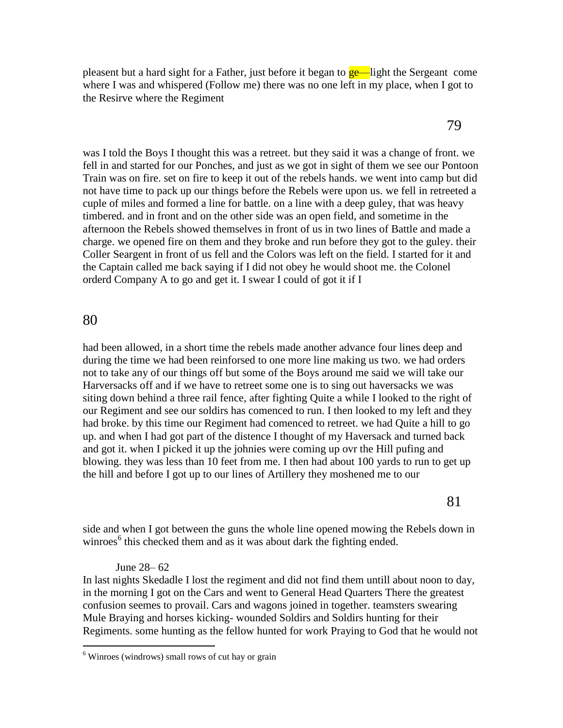pleasent but a hard sight for a Father, just before it began to ge—light the Sergeant come where I was and whispered (Follow me) there was no one left in my place, when I got to the Resirve where the Regiment

was I told the Boys I thought this was a retreet. but they said it was a change of front. we fell in and started for our Ponches, and just as we got in sight of them we see our Pontoon Train was on fire. set on fire to keep it out of the rebels hands. we went into camp but did not have time to pack up our things before the Rebels were upon us. we fell in retreeted a cuple of miles and formed a line for battle. on a line with a deep guley, that was heavy timbered. and in front and on the other side was an open field, and sometime in the afternoon the Rebels showed themselves in front of us in two lines of Battle and made a charge. we opened fire on them and they broke and run before they got to the guley. their Coller Seargent in front of us fell and the Colors was left on the field. I started for it and the Captain called me back saying if I did not obey he would shoot me. the Colonel orderd Company A to go and get it. I swear I could of got it if I

had been allowed, in a short time the rebels made another advance four lines deep and during the time we had been reinforsed to one more line making us two. we had orders not to take any of our things off but some of the Boys around me said we will take our Harversacks off and if we have to retreet some one is to sing out haversacks we was siting down behind a three rail fence, after fighting Quite a while I looked to the right of our Regiment and see our soldirs has comenced to run. I then looked to my left and they had broke. by this time our Regiment had comenced to retreet. we had Quite a hill to go up. and when I had got part of the distence I thought of my Haversack and turned back and got it. when I picked it up the johnies were coming up ovr the Hill pufing and blowing. they was less than 10 feet from me. I then had about 100 yards to run to get up the hill and before I got up to our lines of Artillery they moshened me to our

side and when I got between the guns the whole line opened mowing the Rebels down in winroes[6] this checked them and as it was about dark the fighting ended.

June 28– 62

In last nights Skedadle I lost the regiment and did not find them untill about noon to day, in the morning I got on the Cars and went to General Head Quarters There the greatest confusion seemes to provail. Cars and wagons joined in together. teamsters swearing Mule Braying and horses kicking- wounded Soldirs and Soldirs hunting for their Regiments. some hunting as the fellow hunted for work Praying to God that he would not

[6] Winroes (windrows) small rows of cut hay or grain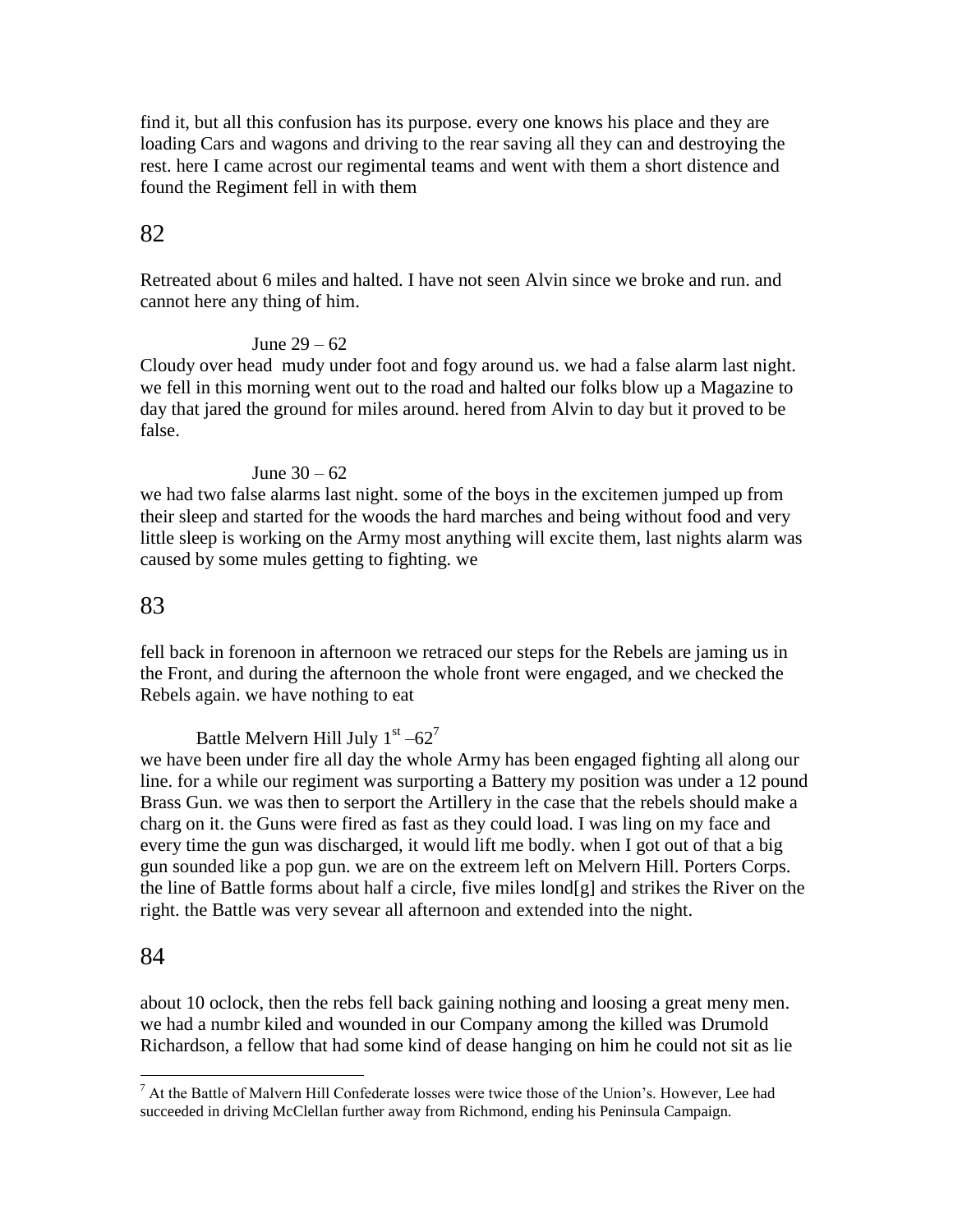find it, but all this confusion has its purpose. every one knows his place and they are loading Cars and wagons and driving to the rear saving all they can and destroying the rest. here I came acrost our regimental teams and went with them a short distence and found the Regiment fell in with them

82

Retreated about 6 miles and halted. I have not seen Alvin since we broke and run. and cannot here any thing of him.

June 29 – 62

Cloudy over head mudy under foot and fogy around us. we had a false alarm last night. we fell in this morning went out to the road and halted our folks blow up a Magazine to day that jared the ground for miles around. hered from Alvin to day but it proved to be false.

June 30 – 62

we had two false alarms last night. some of the boys in the excitemen jumped up from their sleep and started for the woods the hard marches and being without food and very little sleep is working on the Army most any thing will excite them, last nights alarm was caused by some mules getting to fighting. we

83

fell back in forenoon in afternoon we retraced our steps for the Rebels are jaming us in the Front, and during the afternoon the whole front were engaged, and we checked the Rebels again. we have nothing to eat

Battle Melvern Hill July 1st –62[7]

we have been under fire all day the whole Army has been engaged fighting all along our line. for a while our regiment was surporting a Battery my position was under a 12 pound Brass Gun. we was then to serport the Artillery in the case that the rebels should make a charg on it. the Guns were fired as fast as they could load. I was ling on my face and every time the gun was discharged, it would lift me bodly. when I got out of that a big gun sounded like a pop gun. we are on the extreem left on Melvern Hill. Porters Corps. the line of Battle forms about half a circle, five miles lond[g] and strikes the River on the right. the Battle was very sevear all afternoon and extended into the night.

84

about 10 oclock, then the rebs fell back gaining nothing and loosing a great meny men. we had a numbr kiled and wounded in our Company among the killed was Drumold Richardson, a fellow that had some kind of dease hanging on him he could not sit as lie

---

[7] At the Battle of Malvern Hill Confederate losses were twice those of the Union's. However, Lee had succeeded in driving McClellan further away from Richmond, ending his Peninsula Campaign.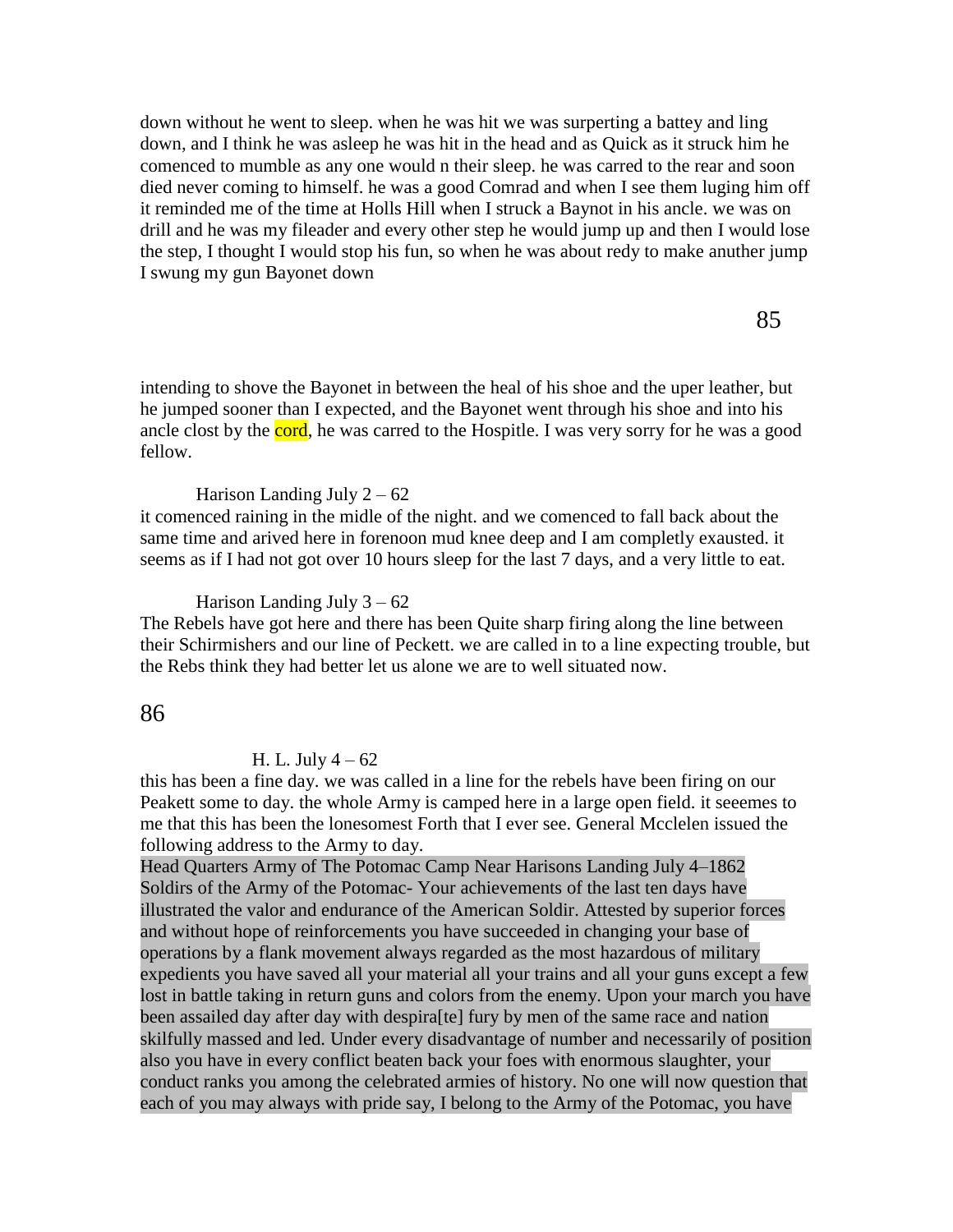down without he went to sleep. when he was hit we was surperting a battey and ling down, and I think he was asleep he was hit in the head and as Quick as it struck him he comenced to mumble as any one would n their sleep. he was carred to the rear and soon died never coming to himself. he was a good Comrad and when I see them luging him off it reminded me of the time at Holls Hill when I struck a Baynot in his ancle. we was on drill and he was my fileader and every other step he would jump up and then I would lose the step, I thought I would stop his fun, so when he was about redy to make anuther jump I swung my gun Bayonet down

intending to shove the Bayonet in between the heal of his shoe and the uper leather, but he jumped sooner than I expected, and the Bayonet went through his shoe and into his ancle clost by the cord, he was carred to the Hospitle. I was very sorry for he was a good fellow.

Harison Landing July 2 – 62

it comenced raining in the midle of the night. and we comenced to fall back about the same time and arived here in forenoon mud knee deep and I am completly exausted. it seems as if I had not got over 10 hours sleep for the last 7 days, and a very little to eat.

Harison Landing July 3 – 62

The Rebels have got here and there has been Quite sharp firing along the line between their Schirmishers and our line of Peckett. we are called in to a line expecting trouble, but the Rebs think they had better let us alone we are to well situated now.

H. L. July 4 – 62

this has been a fine day. we was called in a line for the rebels have been firing on our Peakett some to day. the whole Army is camped here in a large open field. it seeemes to me that this has been the lonesomest Forth that I ever see. General Mcclelen issued the following address to the Army to day.

Head Quarters Army of The Potomac Camp Near Harisons Landing July 4–1862
Soldirs of the Army of the Potomac- Your achievements of the last ten days have illustrated the valor and endurance of the American Soldir. Attested by superior forces and without hope of reinforcements you have succeeded in changing your base of operations by a flank movement always regarded as the most hazardous of military expedients you have saved all your material all your trains and all your guns except a few lost in battle taking in return guns and colors from the enemy. Upon your march you have been assailed day after day with despira[te] fury by men of the same race and nation skilfully massed and led. Under every disadvantage of number and necessarily of position also you have in every conflict beaten back your foes with enormous slaughter, your conduct ranks you among the celebrated armies of history. No one will now question that each of you may always with pride say, I belong to the Army of the Potomac, you have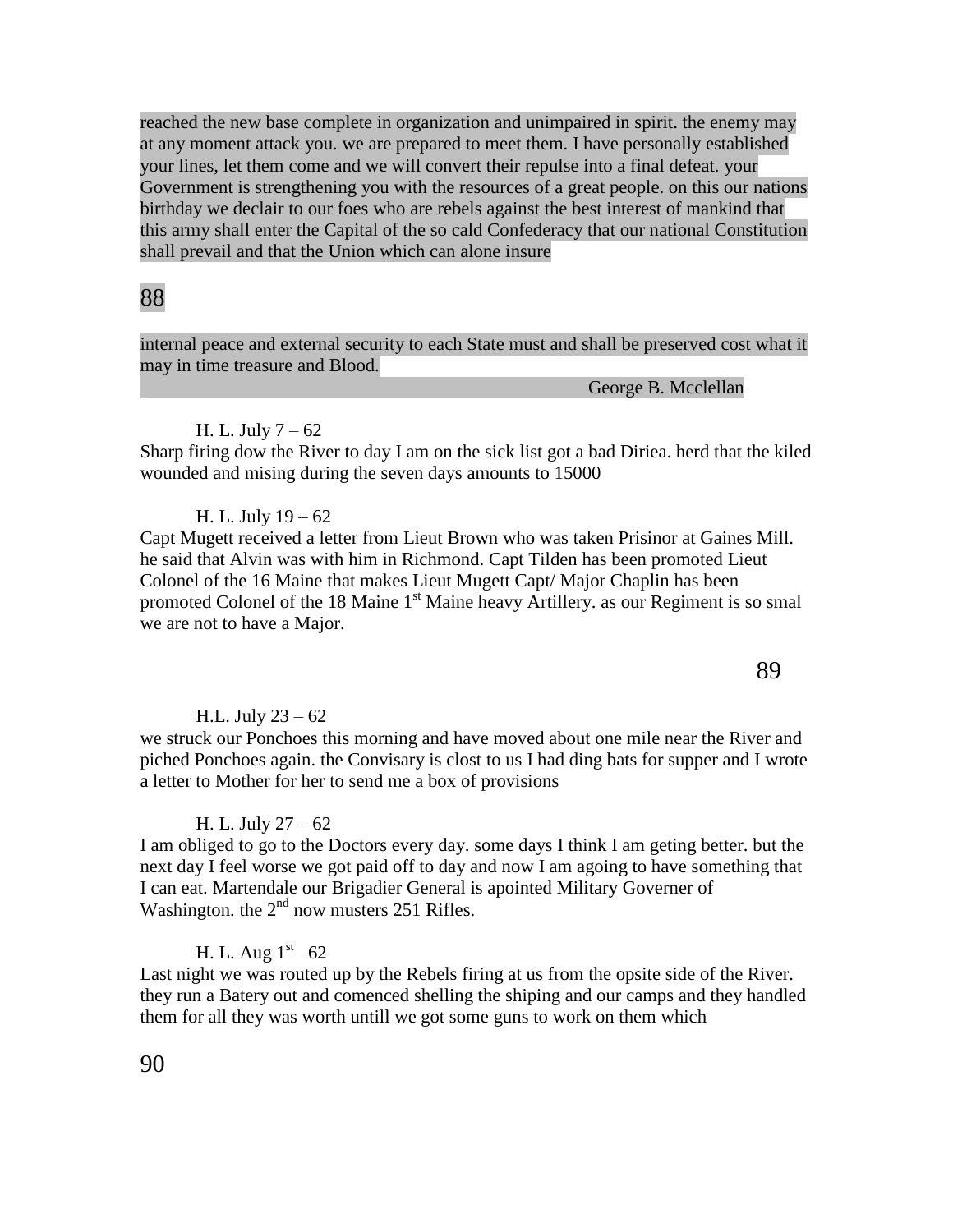reached the new base complete in organization and unimpaired in spirit. the enemy may at any moment attack you. we are prepared to meet them. I have personally established your lines, let them come and we will convert their repulse into a final defeat. your Government is strengthening you with the resources of a great people. on this our nations birthday we declair to our foes who are rebels against the best interest of mankind that this army shall enter the Capital of the so cald Confederacy that our national Constitution shall prevail and that the Union which can alone insure

internal peace and external security to each State must and shall be preserved cost what it may in time treasure and Blood.

George B. Mcclellan

H. L. July 7 – 62

Sharp firing dow the River to day I am on the sick list got a bad Diriea. herd that the kiled wounded and mising during the seven days amounts to 15000

H. L. July 19 – 62

Capt Mugett received a letter from Lieut Brown who was taken Prisinor at Gaines Mill. he said that Alvin was with him in Richmond. Capt Tilden has been promoted Lieut Colonel of the 16 Maine that makes Lieut Mugett Capt/ Major Chaplin has been promoted Colonel of the 18 Maine 1st Maine heavy Artillery. as our Regiment is so smal we are not to have a Major.

H.L. July 23 – 62

we struck our Ponchoes this morning and have moved about one mile near the River and piched Ponchoes again. the Convisary is clost to us I had ding bats for supper and I wrote a letter to Mother for her to send me a box of provisions

H. L. July 27 – 62

I am obliged to go to the Doctors every day. some days I think I am geting better. but the next day I feel worse we got paid off to day and now I am agoing to have something that I can eat. Martendale our Brigadier General is apointed Military Governer of Washington. the 2nd now musters 251 Rifles.

H. L. Aug 1st– 62

Last night we was routed up by the Rebels firing at us from the opsite side of the River. they run a Batery out and comenced shelling the shiping and our camps and they handled them for all they was worth untill we got some guns to work on them which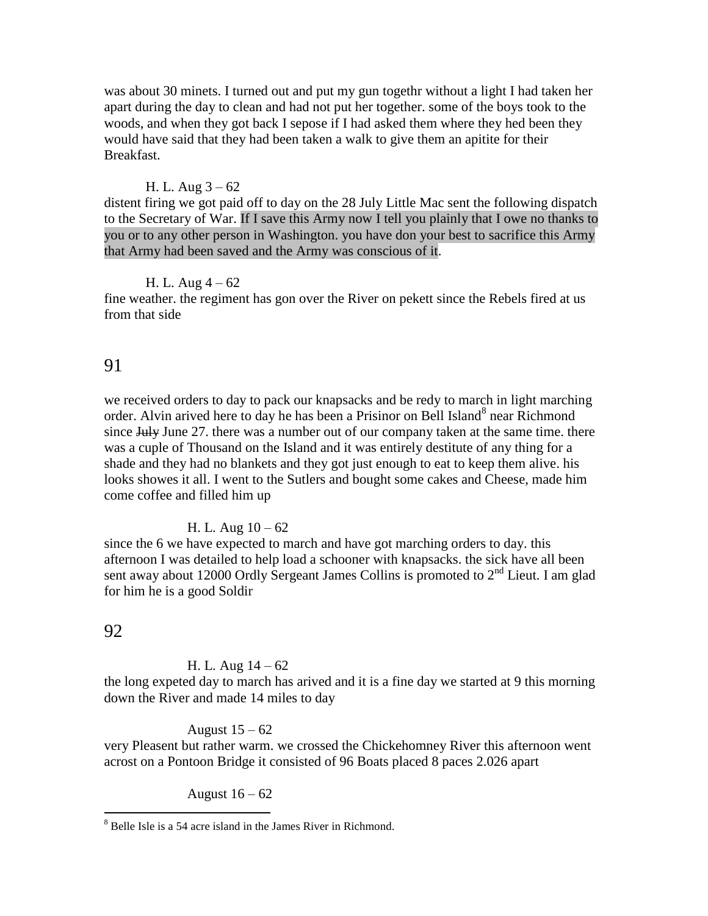was about 30 minets. I turned out and put my gun togethr without a light I had taken her apart during the day to clean and had not put her together. some of the boys took to the woods, and when they got back I sepose if I had asked them where they hed been they would have said that they had been taken a walk to give them an apitite for their Breakfast.

H. L. Aug 3 – 62
distent firing we got paid off to day on the 28 July Little Mac sent the following dispatch to the Secretary of War. If I save this Army now I tell you plainly that I owe no thanks to you or to any other person in Washington. you have don your best to sacrifice this Army that Army had been saved and the Army was conscious of it.

H. L. Aug 4 – 62
fine weather. the regiment has gon over the River on pekett since the Rebels fired at us from that side

91

we received orders to day to pack our knapsacks and be redy to march in light marching order. Alvin arived here to day he has been a Prisinor on Bell Island[8] near Richmond since ~~July~~ June 27. there was a number out of our company taken at the same time. there was a cuple of Thousand on the Island and it was entirely destitute of any thing for a shade and they had no blankets and they got just enough to eat to keep them alive. his looks showes it all. I went to the Sutlers and bought some cakes and Cheese, made him come coffee and filled him up

H. L. Aug 10 – 62
since the 6 we have expected to march and have got marching orders to day. this afternoon I was detailed to help load a schooner with knapsacks. the sick have all been sent away about 12000 Ordly Sergeant James Collins is promoted to 2nd Lieut. I am glad for him he is a good Soldir

92

H. L. Aug 14 – 62
the long expeted day to march has arived and it is a fine day we started at 9 this morning down the River and made 14 miles to day

August 15 – 62
very Pleasent but rather warm. we crossed the Chickehomney River this afternoon went acrost on a Pontoon Bridge it consisted of 96 Boats placed 8 paces 2.026 apart

August 16 – 62

[8] Belle Isle is a 54 acre island in the James River in Richmond.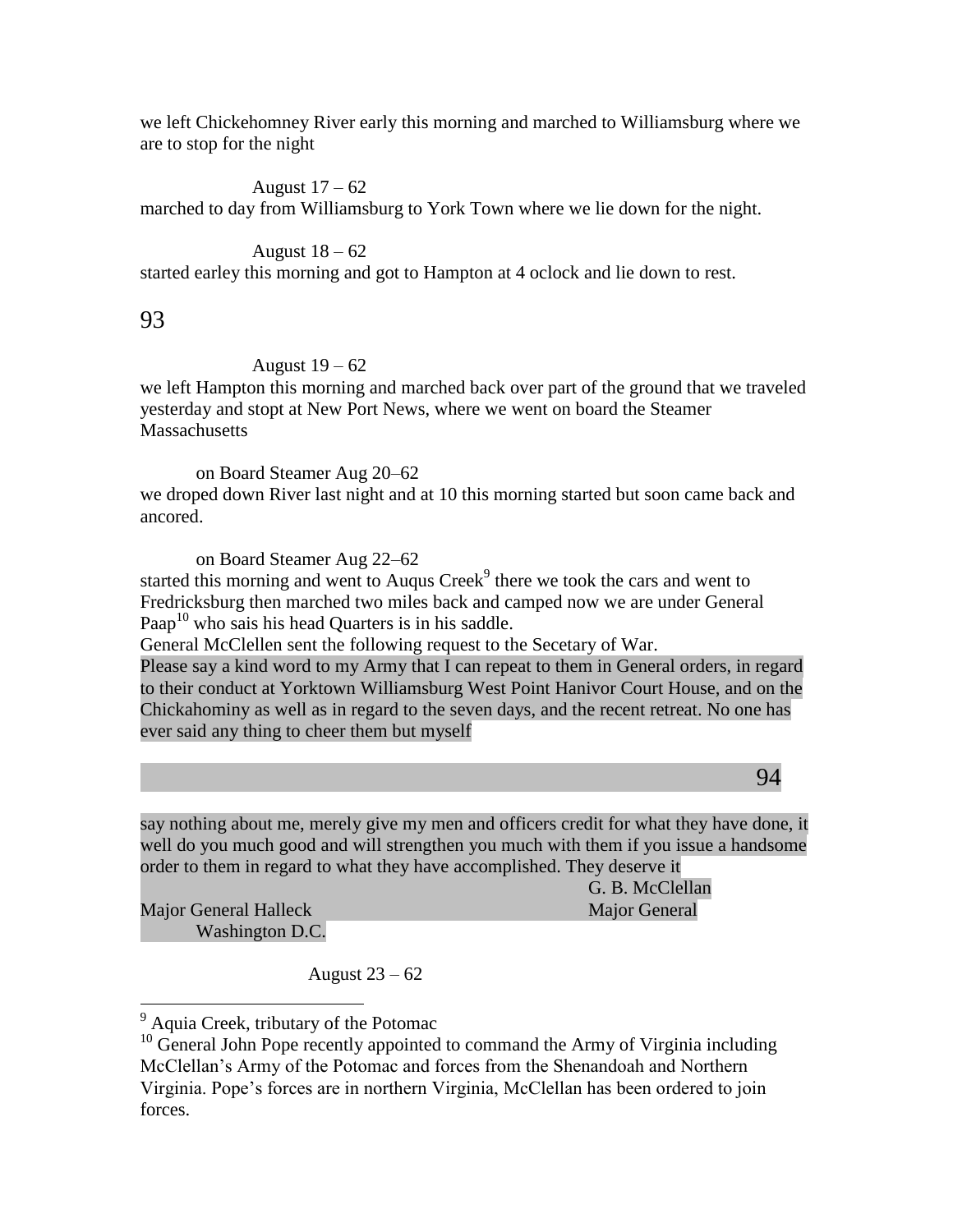we left Chickehomney River early this morning and marched to Williamsburg where we are to stop for the night

August 17 – 62

marched to day from Williamsburg to York Town where we lie down for the night.

August 18 – 62

started earley this morning and got to Hampton at 4 oclock and lie down to rest.

August 19 – 62

we left Hampton this morning and marched back over part of the ground that we traveled yesterday and stopt at New Port News, where we went on board the Steamer Massachusetts

on Board Steamer Aug 20–62

we droped down River last night and at 10 this morning started but soon came back and ancored.

on Board Steamer Aug 22–62

started this morning and went to Auqus Creek[9] there we took the cars and went to Fredricksburg then marched two miles back and camped now we are under General Paap[10] who sais his head Quarters is in his saddle.

General McClellen sent the following request to the Secetary of War.

Please say a kind word to my Army that I can repeat to them in General orders, in regard to their conduct at Yorktown Williamsburg West Point Hanivor Court House, and on the Chickahominy as well as in regard to the seven days, and the recent retreat. No one has ever said any thing to cheer them but myself

say nothing about me, merely give my men and officers credit for what they have done, it well do you much good and will strengthen you much with them if you issue a handsome order to them in regard to what they have accomplished. They deserve it

G. B. McClellan
Major General

Major General Halleck
Washington D.C.

August 23 – 62

---

[9] Aquia Creek, tributary of the Potomac

[10] General John Pope recently appointed to command the Army of Virginia including McClellan's Army of the Potomac and forces from the Shenandoah and Northern Virginia. Pope's forces are in northern Virginia, McClellan has been ordered to join forces.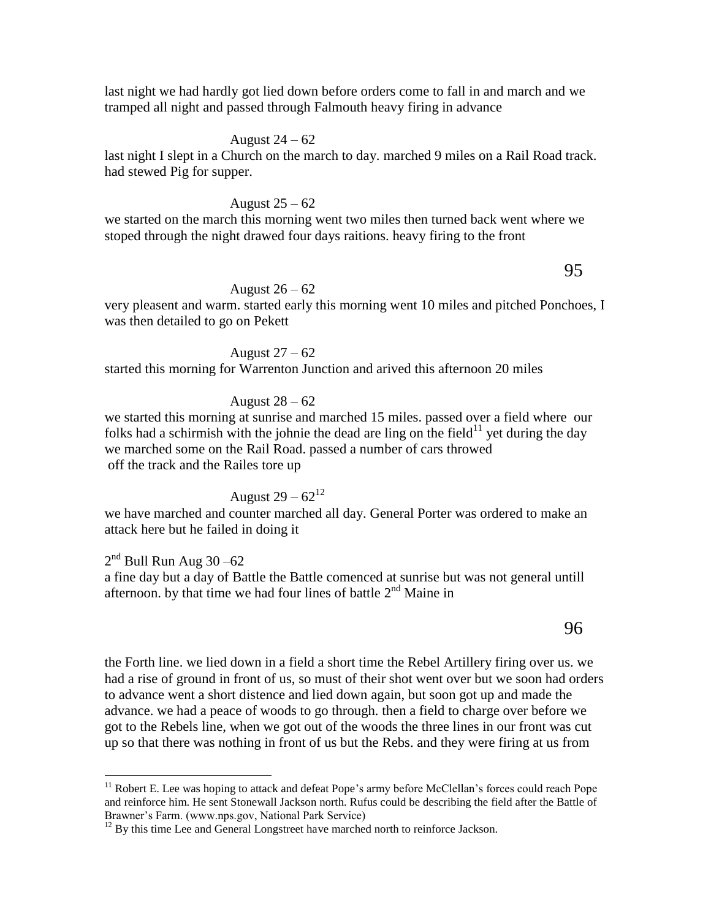last night we had hardly got lied down before orders come to fall in and march and we tramped all night and passed through Falmouth heavy firing in advance

August 24 – 62

last night I slept in a Church on the march to day. marched 9 miles on a Rail Road track. had stewed Pig for supper.

August 25 – 62

we started on the march this morning went two miles then turned back went where we stoped through the night drawed four days raitions. heavy firing to the front

August 26 – 62

very pleasent and warm. started early this morning went 10 miles and pitched Ponchoes, I was then detailed to go on Pekett

August 27 – 62

started this morning for Warrenton Junction and arived this afternoon 20 miles

August 28 – 62

we started this morning at sunrise and marched 15 miles. passed over a field where our folks had a schirmish with the johnie the dead are ling on the field[11] yet during the day we marched some on the Rail Road. passed a number of cars throwed off the track and the Railes tore up

August 29 – 62[12]

we have marched and counter marched all day. General Porter was ordered to make an attack here but he failed in doing it

2nd Bull Run Aug 30 –62

a fine day but a day of Battle the Battle comenced at sunrise but was not general untill afternoon. by that time we had four lines of battle 2nd Maine in the Forth line. we lied down in a field a short time the Rebel Artillery firing over us. we had a rise of ground in front of us, so must of their shot went over but we soon had orders to advance went a short distence and lied down again, but soon got up and made the advance. we had a peace of woods to go through. then a field to charge over before we got to the Rebels line, when we got out of the woods the three lines in our front was cut up so that there was nothing in front of us but the Rebs. and they were firing at us from

---

[11] Robert E. Lee was hoping to attack and defeat Pope's army before McClellan's forces could reach Pope and reinforce him. He sent Stonewall Jackson north. Rufus could be describing the field after the Battle of Brawner's Farm. (www.nps.gov, National Park Service)

[12] By this time Lee and General Longstreet have marched north to reinforce Jackson.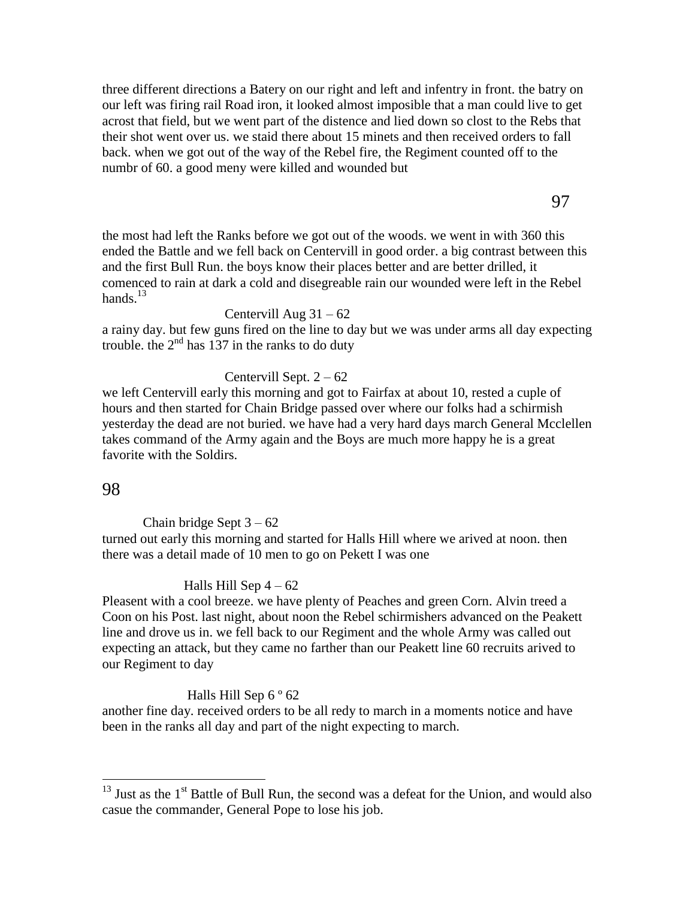three different directions a Batery on our right and left and infentry in front. the batry on our left was firing rail Road iron, it looked almost imposible that a man could live to get acrost that field, but we went part of the distence and lied down so clost to the Rebs that their shot went over us. we staid there about 15 minets and then received orders to fall back. when we got out of the way of the Rebel fire, the Regiment counted off to the numbr of 60. a good meny were killed and wounded but

the most had left the Ranks before we got out of the woods. we went in with 360 this ended the Battle and we fell back on Centervill in good order. a big contrast between this and the first Bull Run. the boys know their places better and are better drilled, it comenced to rain at dark a cold and disegreable rain our wounded were left in the Rebel hands.[13]

Centervill Aug 31 – 62

a rainy day. but few guns fired on the line to day but we was under arms all day expecting trouble. the 2nd has 137 in the ranks to do duty

Centervill Sept. 2 – 62

we left Centervill early this morning and got to Fairfax at about 10, rested a cuple of hours and then started for Chain Bridge passed over where our folks had a schirmish yesterday the dead are not buried. we have had a very hard days march General Mcclellen takes command of the Army again and the Boys are much more happy he is a great favorite with the Soldirs.

Chain bridge Sept 3 – 62

turned out early this morning and started for Halls Hill where we arived at noon. then there was a detail made of 10 men to go on Pekett I was one

Halls Hill Sep 4 – 62

Pleasent with a cool breeze. we have plenty of Peaches and green Corn. Alvin treed a Coon on his Post. last night, about noon the Rebel schirmishers advanced on the Peakett line and drove us in. we fell back to our Regiment and the whole Army was called out expecting an attack, but they came no farther than our Peakett line 60 recruits arived to our Regiment to day

Halls Hill Sep 6 º 62

another fine day. received orders to be all redy to march in a moments notice and have been in the ranks all day and part of the night expecting to march.

---

[13] Just as the 1st Battle of Bull Run, the second was a defeat for the Union, and would also casue the commander, General Pope to lose his job.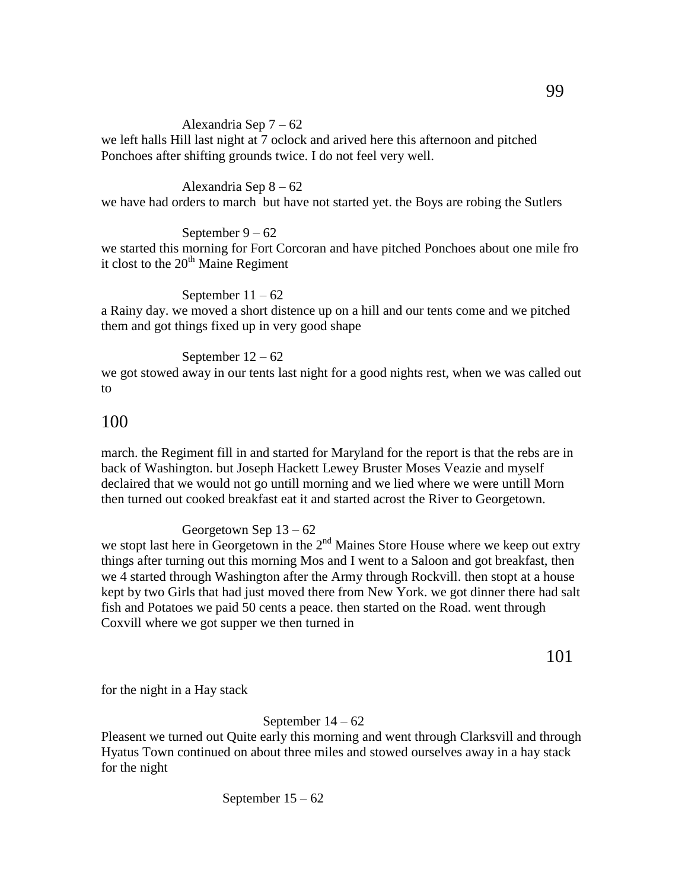Alexandria Sep 7 – 62

we left halls Hill last night at 7 oclock and arived here this afternoon and pitched Ponchoes after shifting grounds twice. I do not feel very well.

Alexandria Sep 8 – 62

we have had orders to march but have not started yet. the Boys are robing the Sutlers

September 9 – 62

we started this morning for Fort Corcoran and have pitched Ponchoes about one mile fro it clost to the 20th Maine Regiment

September 11 – 62

a Rainy day. we moved a short distence up on a hill and our tents come and we pitched them and got things fixed up in very good shape

September 12 – 62

we got stowed away in our tents last night for a good nights rest, when we was called out to march. the Regiment fill in and started for Maryland for the report is that the rebs are in back of Washington. but Joseph Hackett Lewey Bruster Moses Veazie and myself declaired that we would not go untill morning and we lied where we were untill Morn then turned out cooked breakfast eat it and started acrost the River to Georgetown.

Georgetown Sep 13 – 62

we stopt last here in Georgetown in the 2nd Maines Store House where we keep out extry things after turning out this morning Mos and I went to a Saloon and got breakfast, then we 4 started through Washington after the Army through Rockvill. then stopt at a house kept by two Girls that had just moved there from New York. we got dinner there had salt fish and Potatoes we paid 50 cents a peace. then started on the Road. went through Coxvill where we got supper we then turned in for the night in a Hay stack

September 14 – 62

Pleasent we turned out Quite early this morning and went through Clarksvill and through Hyatus Town continued on about three miles and stowed ourselves away in a hay stack for the night

September 15 – 62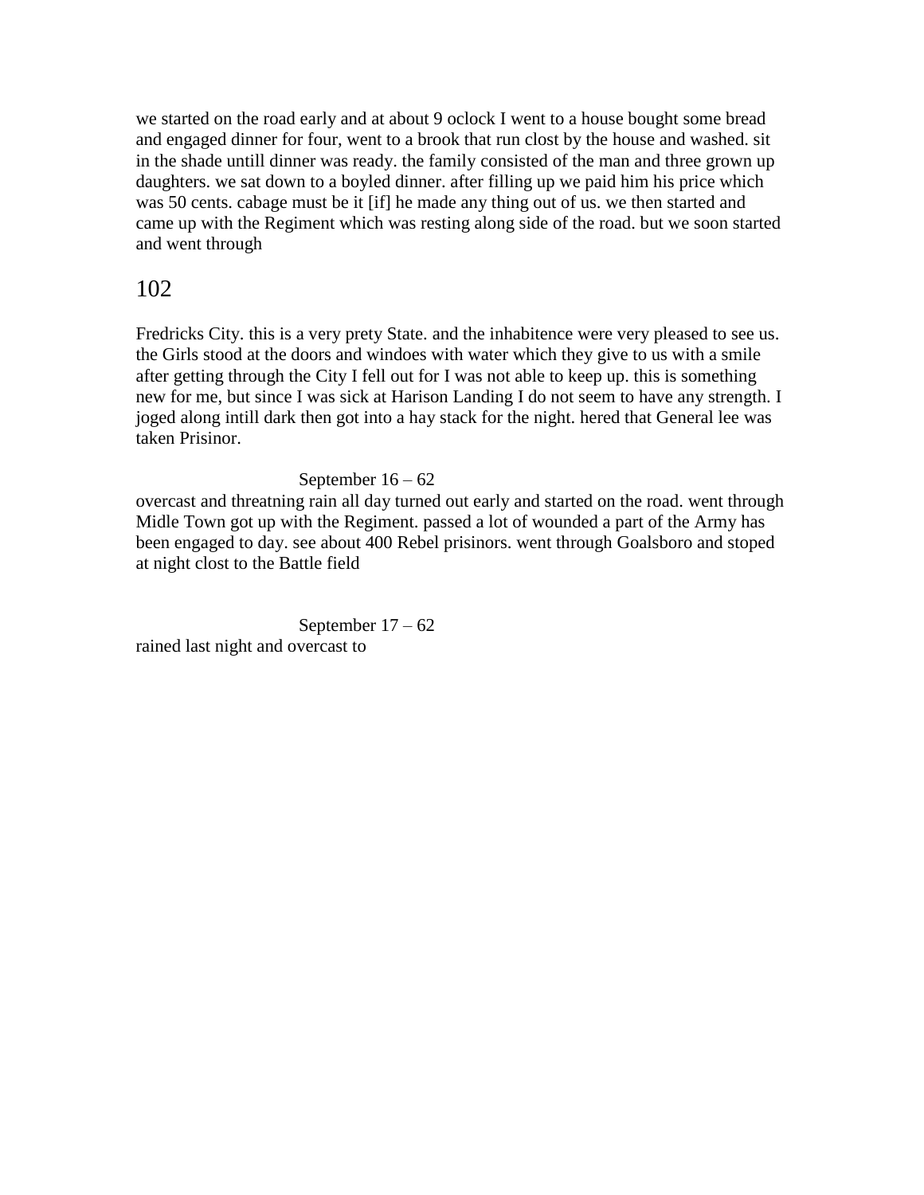we started on the road early and at about 9 oclock I went to a house bought some bread and engaged dinner for four, went to a brook that run clost by the house and washed. sit in the shade untill dinner was ready. the family consisted of the man and three grown up daughters. we sat down to a boyled dinner. after filling up we paid him his price which was 50 cents. cabage must be it [if] he made any thing out of us. we then started and came up with the Regiment which was resting along side of the road. but we soon started and went through

102

Fredricks City. this is a very prety State. and the inhabitence were very pleased to see us. the Girls stood at the doors and windoes with water which they give to us with a smile after getting through the City I fell out for I was not able to keep up. this is something new for me, but since I was sick at Harison Landing I do not seem to have any strength. I joged along intill dark then got into a hay stack for the night. hered that General lee was taken Prisinor.

September 16 – 62

overcast and threatning rain all day turned out early and started on the road. went through Midle Town got up with the Regiment. passed a lot of wounded a part of the Army has been engaged to day. see about 400 Rebel prisinors. went through Goalsboro and stoped at night clost to the Battle field

September 17 – 62

rained last night and overcast to